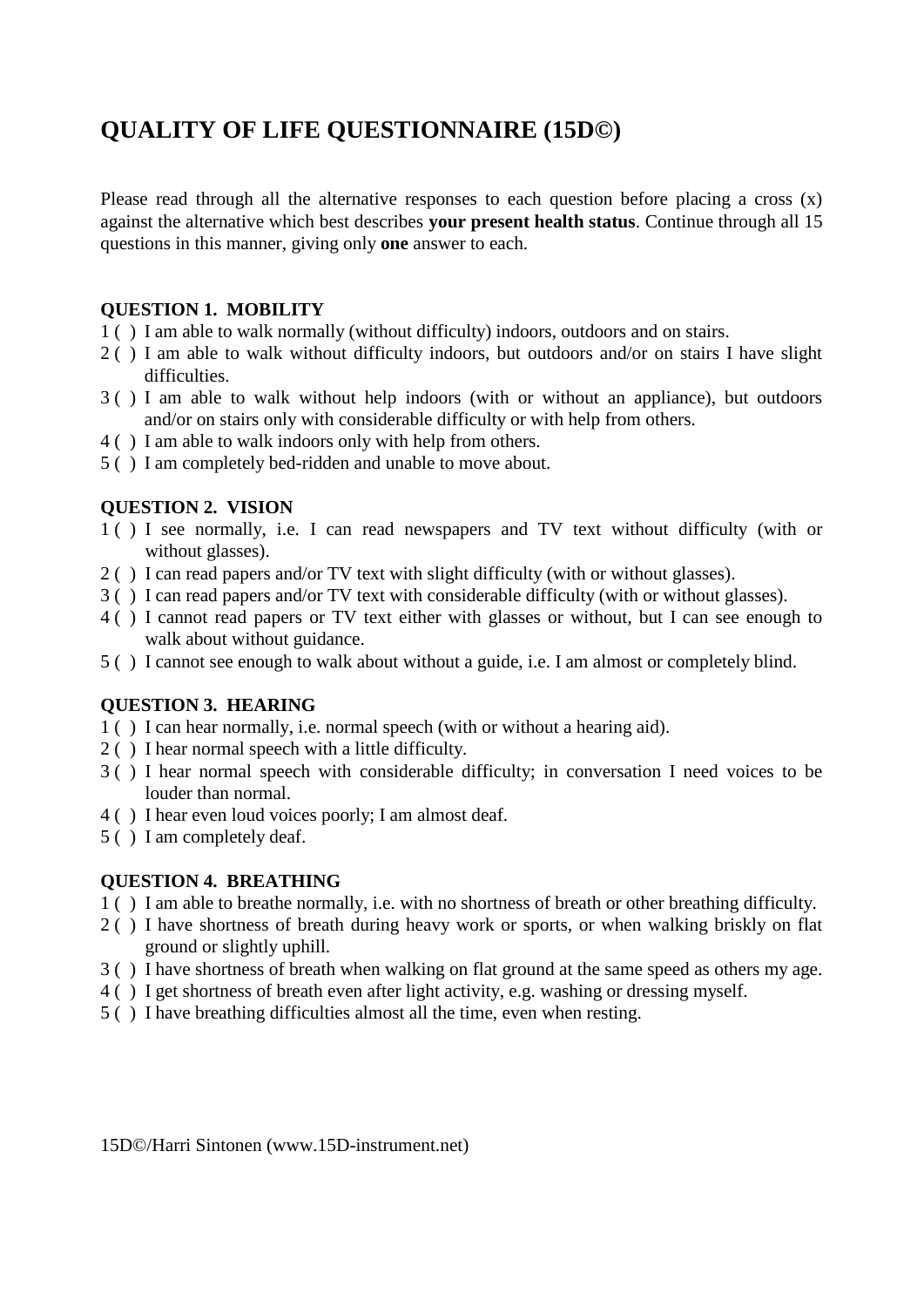# QUALITY OF LIFE QUESTIONNAIRE (15D©)

Please read through all the alternative responses to each question before placing a cross (x) against the alternative which best describes **your present health status**. Continue through all 15 questions in this manner, giving only **one** answer to each.

**QUESTION 1. MOBILITY**

1 ( ) I am able to walk normally (without difficulty) indoors, outdoors and on stairs.
2 ( ) I am able to walk without difficulty indoors, but outdoors and/or on stairs I have slight difficulties.
3 ( ) I am able to walk without help indoors (with or without an appliance), but outdoors and/or on stairs only with considerable difficulty or with help from others.
4 ( ) I am able to walk indoors only with help from others.
5 ( ) I am completely bed-ridden and unable to move about.

**QUESTION 2. VISION**

1 ( ) I see normally, i.e. I can read newspapers and TV text without difficulty (with or without glasses).
2 ( ) I can read papers and/or TV text with slight difficulty (with or without glasses).
3 ( ) I can read papers and/or TV text with considerable difficulty (with or without glasses).
4 ( ) I cannot read papers or TV text either with glasses or without, but I can see enough to walk about without guidance.
5 ( ) I cannot see enough to walk about without a guide, i.e. I am almost or completely blind.

**QUESTION 3. HEARING**

1 ( ) I can hear normally, i.e. normal speech (with or without a hearing aid).
2 ( ) I hear normal speech with a little difficulty.
3 ( ) I hear normal speech with considerable difficulty; in conversation I need voices to be louder than normal.
4 ( ) I hear even loud voices poorly; I am almost deaf.
5 ( ) I am completely deaf.

**QUESTION 4. BREATHING**

1 ( ) I am able to breathe normally, i.e. with no shortness of breath or other breathing difficulty.
2 ( ) I have shortness of breath during heavy work or sports, or when walking briskly on flat ground or slightly uphill.
3 ( ) I have shortness of breath when walking on flat ground at the same speed as others my age.
4 ( ) I get shortness of breath even after light activity, e.g. washing or dressing myself.
5 ( ) I have breathing difficulties almost all the time, even when resting.

15D©/Harri Sintonen (www.15D-instrument.net)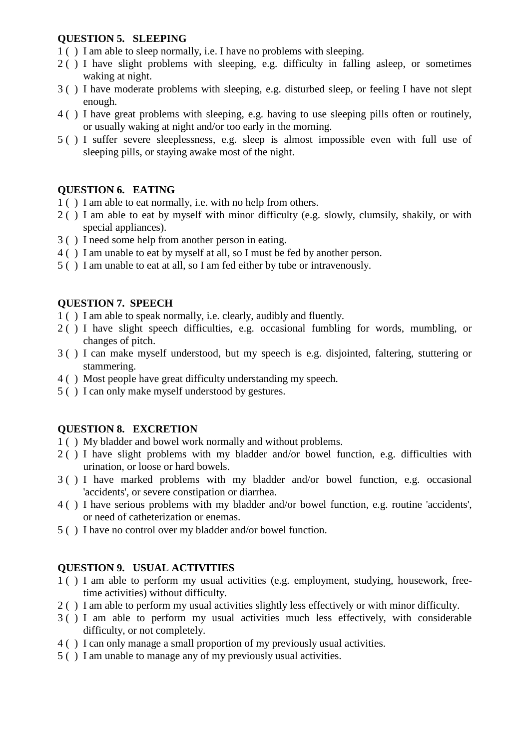**QUESTION 5. SLEEPING**

1 ( ) I am able to sleep normally, i.e. I have no problems with sleeping.
2 ( ) I have slight problems with sleeping, e.g. difficulty in falling asleep, or sometimes waking at night.
3 ( ) I have moderate problems with sleeping, e.g. disturbed sleep, or feeling I have not slept enough.
4 ( ) I have great problems with sleeping, e.g. having to use sleeping pills often or routinely, or usually waking at night and/or too early in the morning.
5 ( ) I suffer severe sleeplessness, e.g. sleep is almost impossible even with full use of sleeping pills, or staying awake most of the night.

**QUESTION 6. EATING**

1 ( ) I am able to eat normally, i.e. with no help from others.
2 ( ) I am able to eat by myself with minor difficulty (e.g. slowly, clumsily, shakily, or with special appliances).
3 ( ) I need some help from another person in eating.
4 ( ) I am unable to eat by myself at all, so I must be fed by another person.
5 ( ) I am unable to eat at all, so I am fed either by tube or intravenously.

**QUESTION 7. SPEECH**

1 ( ) I am able to speak normally, i.e. clearly, audibly and fluently.
2 ( ) I have slight speech difficulties, e.g. occasional fumbling for words, mumbling, or changes of pitch.
3 ( ) I can make myself understood, but my speech is e.g. disjointed, faltering, stuttering or stammering.
4 ( ) Most people have great difficulty understanding my speech.
5 ( ) I can only make myself understood by gestures.

**QUESTION 8. EXCRETION**

1 ( ) My bladder and bowel work normally and without problems.
2 ( ) I have slight problems with my bladder and/or bowel function, e.g. difficulties with urination, or loose or hard bowels.
3 ( ) I have marked problems with my bladder and/or bowel function, e.g. occasional 'accidents', or severe constipation or diarrhea.
4 ( ) I have serious problems with my bladder and/or bowel function, e.g. routine 'accidents', or need of catheterization or enemas.
5 ( ) I have no control over my bladder and/or bowel function.

**QUESTION 9. USUAL ACTIVITIES**

1 ( ) I am able to perform my usual activities (e.g. employment, studying, housework, free-time activities) without difficulty.
2 ( ) I am able to perform my usual activities slightly less effectively or with minor difficulty.
3 ( ) I am able to perform my usual activities much less effectively, with considerable difficulty, or not completely.
4 ( ) I can only manage a small proportion of my previously usual activities.
5 ( ) I am unable to manage any of my previously usual activities.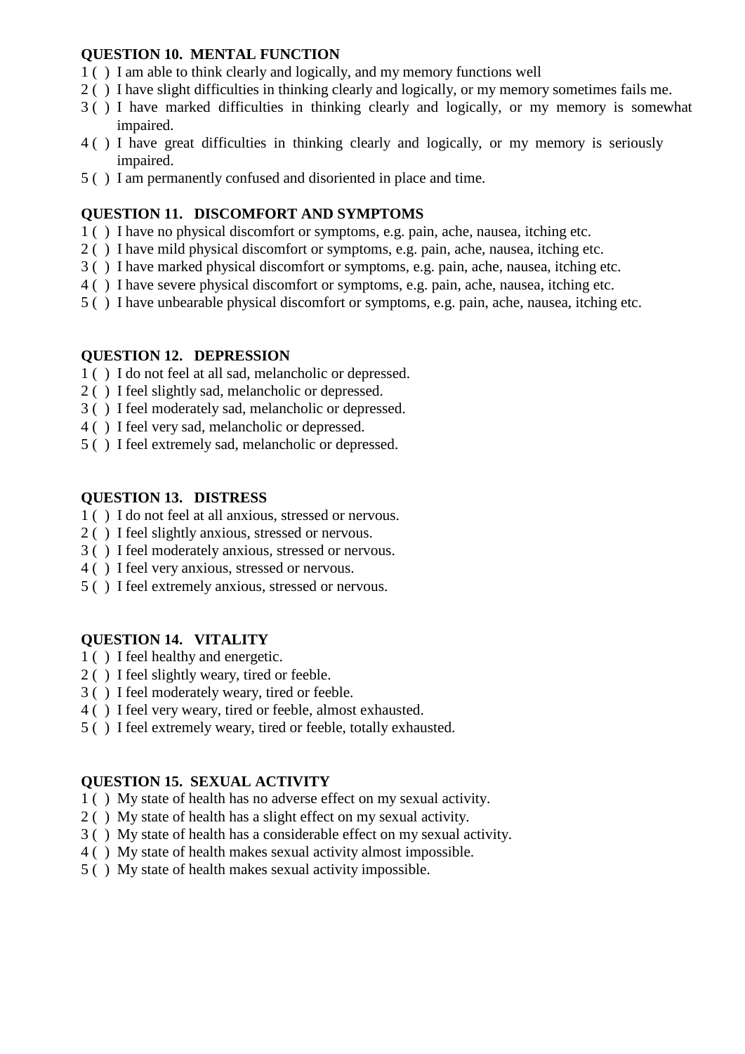**QUESTION 10. MENTAL FUNCTION**

1 ( ) I am able to think clearly and logically, and my memory functions well
2 ( ) I have slight difficulties in thinking clearly and logically, or my memory sometimes fails me.
3 ( ) I have marked difficulties in thinking clearly and logically, or my memory is somewhat impaired.
4 ( ) I have great difficulties in thinking clearly and logically, or my memory is seriously impaired.
5 ( ) I am permanently confused and disoriented in place and time.

**QUESTION 11. DISCOMFORT AND SYMPTOMS**

1 ( ) I have no physical discomfort or symptoms, e.g. pain, ache, nausea, itching etc.
2 ( ) I have mild physical discomfort or symptoms, e.g. pain, ache, nausea, itching etc.
3 ( ) I have marked physical discomfort or symptoms, e.g. pain, ache, nausea, itching etc.
4 ( ) I have severe physical discomfort or symptoms, e.g. pain, ache, nausea, itching etc.
5 ( ) I have unbearable physical discomfort or symptoms, e.g. pain, ache, nausea, itching etc.

**QUESTION 12. DEPRESSION**

1 ( ) I do not feel at all sad, melancholic or depressed.
2 ( ) I feel slightly sad, melancholic or depressed.
3 ( ) I feel moderately sad, melancholic or depressed.
4 ( ) I feel very sad, melancholic or depressed.
5 ( ) I feel extremely sad, melancholic or depressed.

**QUESTION 13. DISTRESS**

1 ( ) I do not feel at all anxious, stressed or nervous.
2 ( ) I feel slightly anxious, stressed or nervous.
3 ( ) I feel moderately anxious, stressed or nervous.
4 ( ) I feel very anxious, stressed or nervous.
5 ( ) I feel extremely anxious, stressed or nervous.

**QUESTION 14. VITALITY**

1 ( ) I feel healthy and energetic.
2 ( ) I feel slightly weary, tired or feeble.
3 ( ) I feel moderately weary, tired or feeble.
4 ( ) I feel very weary, tired or feeble, almost exhausted.
5 ( ) I feel extremely weary, tired or feeble, totally exhausted.

**QUESTION 15. SEXUAL ACTIVITY**

1 ( ) My state of health has no adverse effect on my sexual activity.
2 ( ) My state of health has a slight effect on my sexual activity.
3 ( ) My state of health has a considerable effect on my sexual activity.
4 ( ) My state of health makes sexual activity almost impossible.
5 ( ) My state of health makes sexual activity impossible.